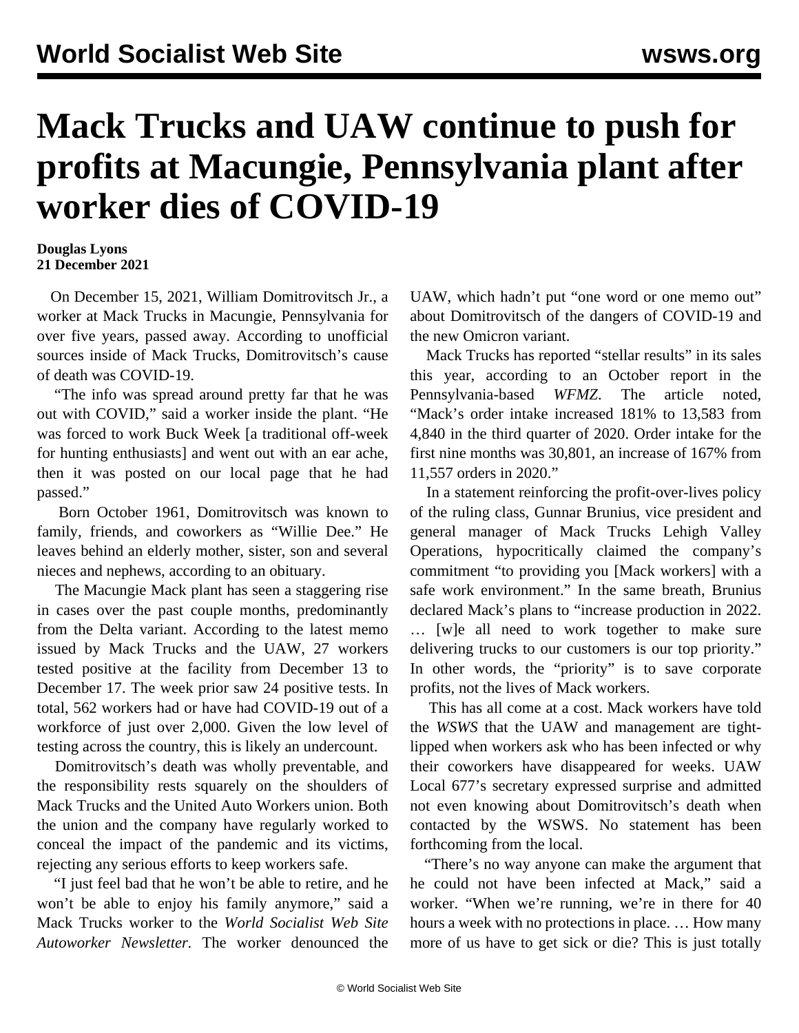# Mack Trucks and UAW continue to push for profits at Macungie, Pennsylvania plant after worker dies of COVID-19

**Douglas Lyons**
**21 December 2021**

On December 15, 2021, William Domitrovitsch Jr., a worker at Mack Trucks in Macungie, Pennsylvania for over five years, passed away. According to unofficial sources inside of Mack Trucks, Domitrovitsch's cause of death was COVID-19.

"The info was spread around pretty far that he was out with COVID," said a worker inside the plant. "He was forced to work Buck Week [a traditional off-week for hunting enthusiasts] and went out with an ear ache, then it was posted on our local page that he had passed."

Born October 1961, Domitrovitsch was known to family, friends, and coworkers as "Willie Dee." He leaves behind an elderly mother, sister, son and several nieces and nephews, according to an obituary.

The Macungie Mack plant has seen a staggering rise in cases over the past couple months, predominantly from the Delta variant. According to the latest memo issued by Mack Trucks and the UAW, 27 workers tested positive at the facility from December 13 to December 17. The week prior saw 24 positive tests. In total, 562 workers had or have had COVID-19 out of a workforce of just over 2,000. Given the low level of testing across the country, this is likely an undercount.

Domitrovitsch's death was wholly preventable, and the responsibility rests squarely on the shoulders of Mack Trucks and the United Auto Workers union. Both the union and the company have regularly worked to conceal the impact of the pandemic and its victims, rejecting any serious efforts to keep workers safe.

"I just feel bad that he won't be able to retire, and he won't be able to enjoy his family anymore," said a Mack Trucks worker to the *World Socialist Web Site Autoworker Newsletter.* The worker denounced the UAW, which hadn't put "one word or one memo out" about Domitrovitsch of the dangers of COVID-19 and the new Omicron variant.

Mack Trucks has reported "stellar results" in its sales this year, according to an October report in the Pennsylvania-based *WFMZ.* The article noted, "Mack's order intake increased 181% to 13,583 from 4,840 in the third quarter of 2020. Order intake for the first nine months was 30,801, an increase of 167% from 11,557 orders in 2020."

In a statement reinforcing the profit-over-lives policy of the ruling class, Gunnar Brunius, vice president and general manager of Mack Trucks Lehigh Valley Operations, hypocritically claimed the company's commitment "to providing you [Mack workers] with a safe work environment." In the same breath, Brunius declared Mack's plans to "increase production in 2022. … [w]e all need to work together to make sure delivering trucks to our customers is our top priority." In other words, the "priority" is to save corporate profits, not the lives of Mack workers.

This has all come at a cost. Mack workers have told the *WSWS* that the UAW and management are tight-lipped when workers ask who has been infected or why their coworkers have disappeared for weeks. UAW Local 677's secretary expressed surprise and admitted not even knowing about Domitrovitsch's death when contacted by the WSWS. No statement has been forthcoming from the local.

"There's no way anyone can make the argument that he could not have been infected at Mack," said a worker. "When we're running, we're in there for 40 hours a week with no protections in place. … How many more of us have to get sick or die? This is just totally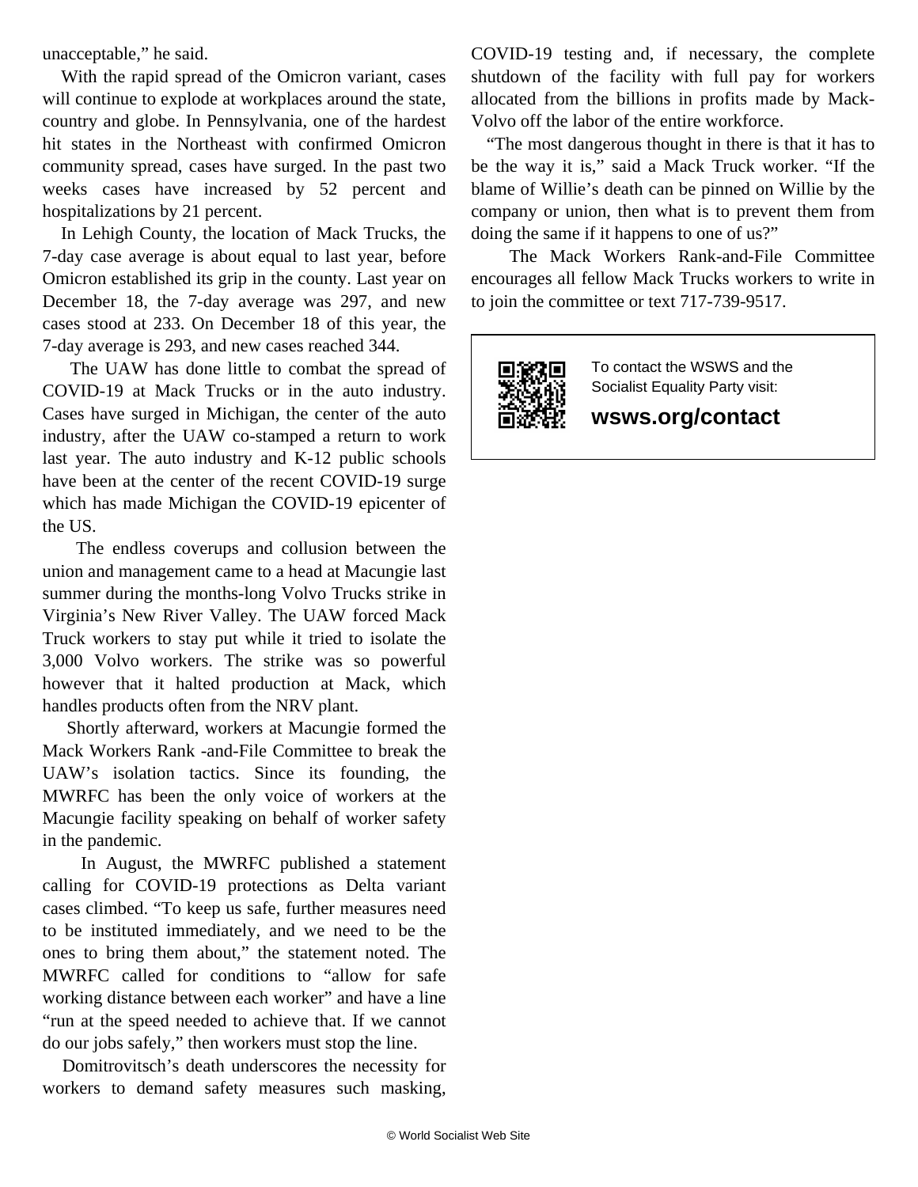unacceptable," he said.

With the rapid spread of the Omicron variant, cases will continue to explode at workplaces around the state, country and globe. In Pennsylvania, one of the hardest hit states in the Northeast with confirmed Omicron community spread, cases have surged. In the past two weeks cases have increased by 52 percent and hospitalizations by 21 percent.

In Lehigh County, the location of Mack Trucks, the 7-day case average is about equal to last year, before Omicron established its grip in the county. Last year on December 18, the 7-day average was 297, and new cases stood at 233. On December 18 of this year, the 7-day average is 293, and new cases reached 344.

The UAW has done little to combat the spread of COVID-19 at Mack Trucks or in the auto industry. Cases have surged in Michigan, the center of the auto industry, after the UAW co-stamped a return to work last year. The auto industry and K-12 public schools have been at the center of the recent COVID-19 surge which has made Michigan the COVID-19 epicenter of the US.

The endless coverups and collusion between the union and management came to a head at Macungie last summer during the months-long Volvo Trucks strike in Virginia's New River Valley. The UAW forced Mack Truck workers to stay put while it tried to isolate the 3,000 Volvo workers. The strike was so powerful however that it halted production at Mack, which handles products often from the NRV plant.

Shortly afterward, workers at Macungie formed the Mack Workers Rank -and-File Committee to break the UAW's isolation tactics. Since its founding, the MWRFC has been the only voice of workers at the Macungie facility speaking on behalf of worker safety in the pandemic.

In August, the MWRFC published a statement calling for COVID-19 protections as Delta variant cases climbed. "To keep us safe, further measures need to be instituted immediately, and we need to be the ones to bring them about," the statement noted. The MWRFC called for conditions to "allow for safe working distance between each worker" and have a line "run at the speed needed to achieve that. If we cannot do our jobs safely," then workers must stop the line.

Domitrovitsch's death underscores the necessity for workers to demand safety measures such masking, COVID-19 testing and, if necessary, the complete shutdown of the facility with full pay for workers allocated from the billions in profits made by Mack-Volvo off the labor of the entire workforce.

"The most dangerous thought in there is that it has to be the way it is," said a Mack Truck worker. "If the blame of Willie's death can be pinned on Willie by the company or union, then what is to prevent them from doing the same if it happens to one of us?"

The Mack Workers Rank-and-File Committee encourages all fellow Mack Trucks workers to write in to join the committee or text 717-739-9517.

To contact the WSWS and the Socialist Equality Party visit:

**wsws.org/contact**